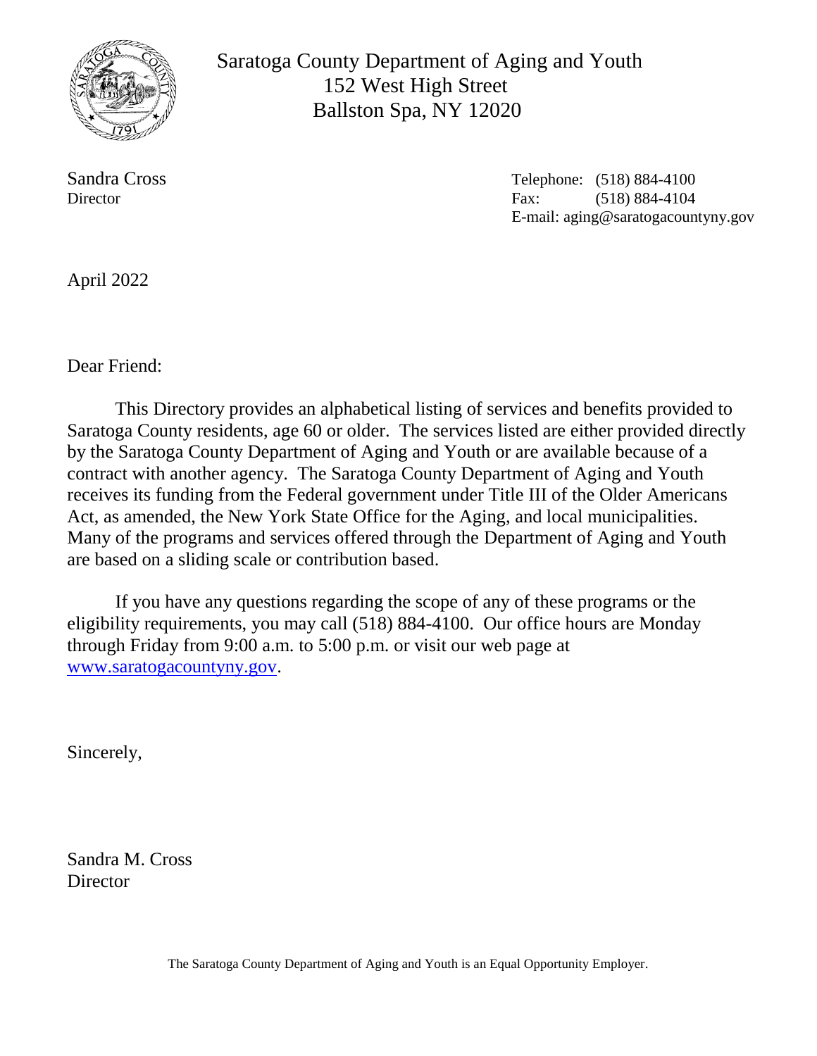# Saratoga County Department of Aging and Youth

152 West High Street
Ballston Spa, NY 12020

Sandra Cross
Director

Telephone: (518) 884-4100
Fax: (518) 884-4104
E-mail: aging@saratogacountyny.gov

April 2022

Dear Friend:

This Directory provides an alphabetical listing of services and benefits provided to Saratoga County residents, age 60 or older. The services listed are either provided directly by the Saratoga County Department of Aging and Youth or are available because of a contract with another agency. The Saratoga County Department of Aging and Youth receives its funding from the Federal government under Title III of the Older Americans Act, as amended, the New York State Office for the Aging, and local municipalities. Many of the programs and services offered through the Department of Aging and Youth are based on a sliding scale or contribution based.

If you have any questions regarding the scope of any of these programs or the eligibility requirements, you may call (518) 884-4100. Our office hours are Monday through Friday from 9:00 a.m. to 5:00 p.m. or visit our web page at [www.saratogacountyny.gov](http://www.saratogacountyny.gov).

Sincerely,

Sandra M. Cross
Director

The Saratoga County Department of Aging and Youth is an Equal Opportunity Employer.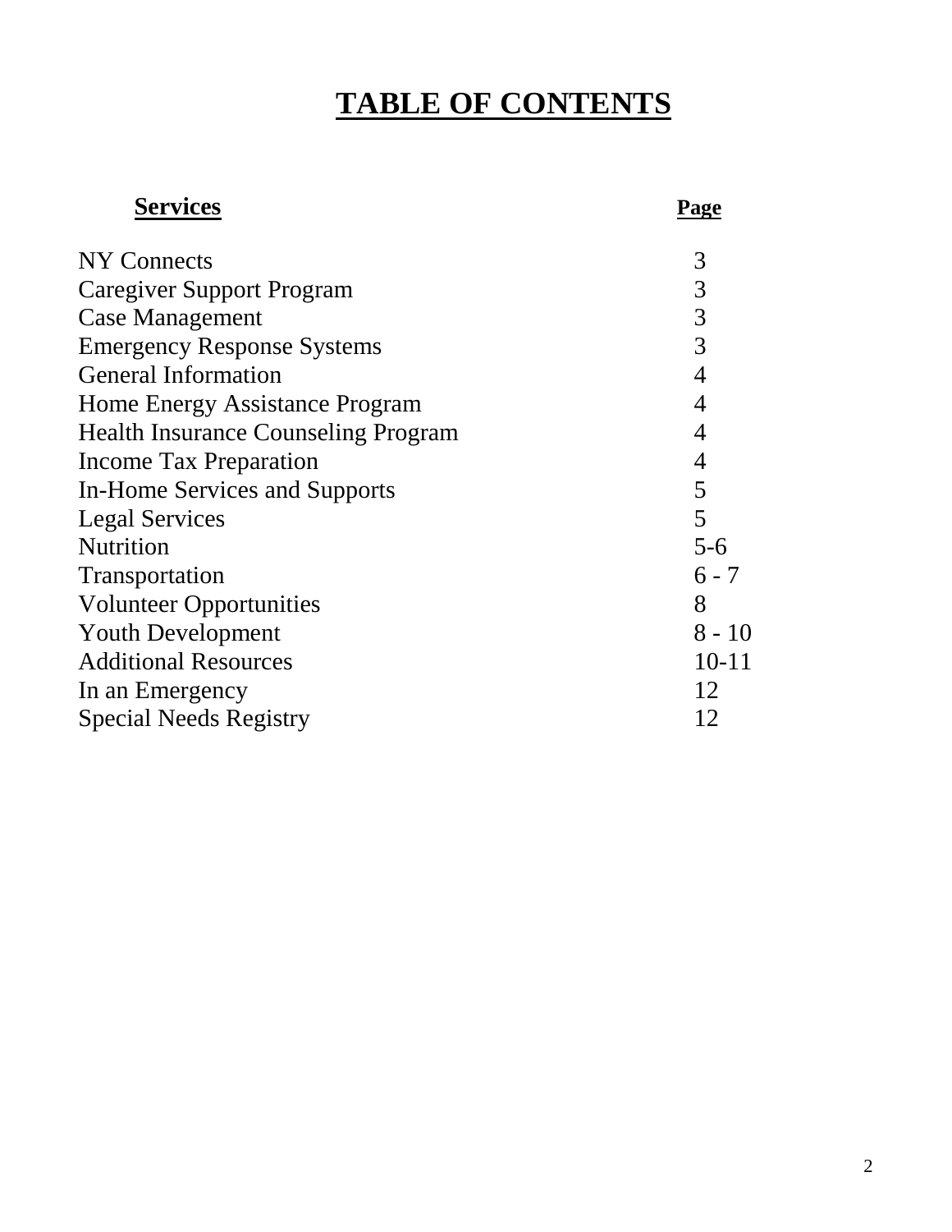# TABLE OF CONTENTS

| Services | Page |
| --- | --- |
| NY Connects | 3 |
| Caregiver Support Program | 3 |
| Case Management | 3 |
| Emergency Response Systems | 3 |
| General Information | 4 |
| Home Energy Assistance Program | 4 |
| Health Insurance Counseling Program | 4 |
| Income Tax Preparation | 4 |
| In-Home Services and Supports | 5 |
| Legal Services | 5 |
| Nutrition | 5-6 |
| Transportation | 6 - 7 |
| Volunteer Opportunities | 8 |
| Youth Development | 8 - 10 |
| Additional Resources | 10-11 |
| In an Emergency | 12 |
| Special Needs Registry | 12 |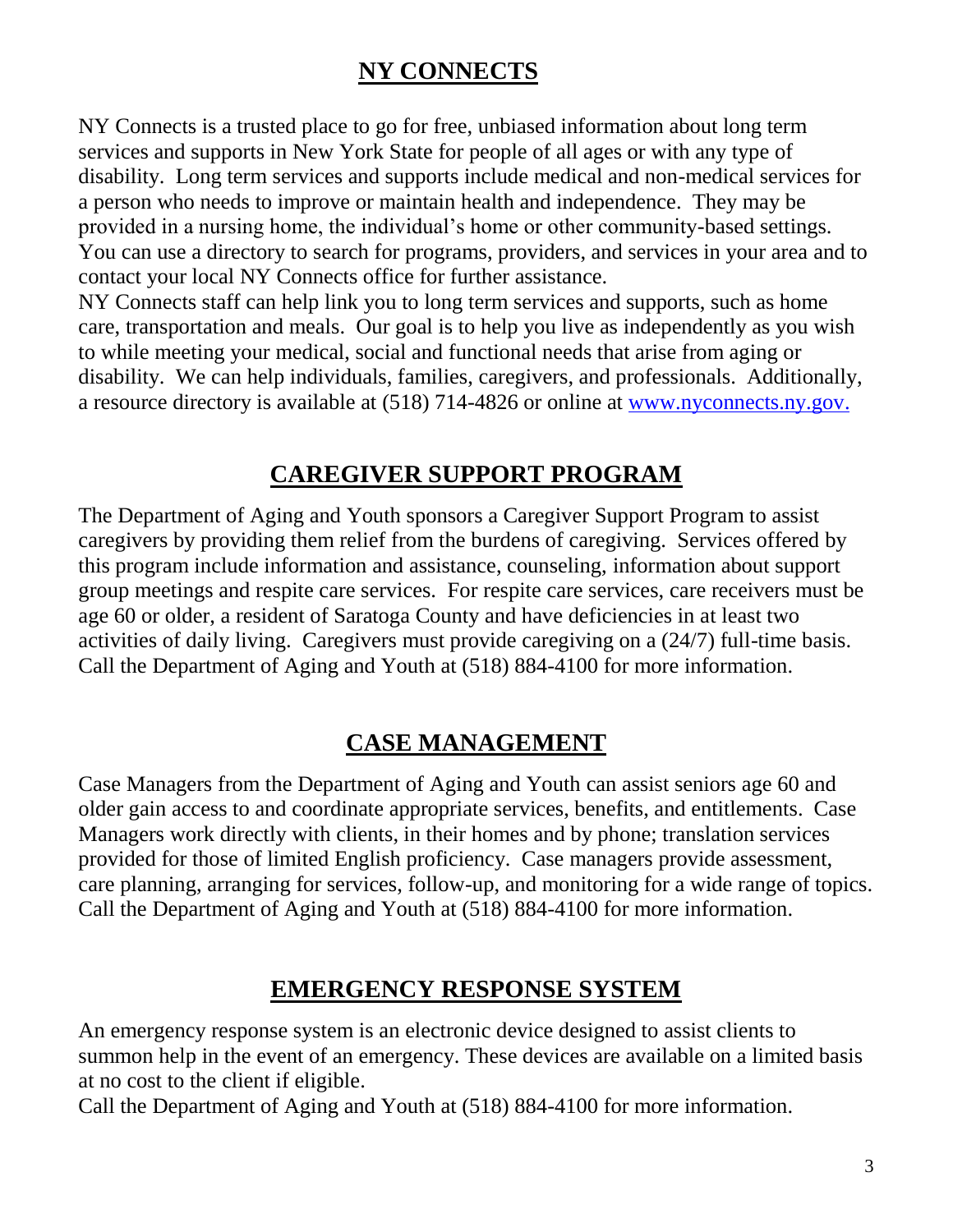## NY CONNECTS

NY Connects is a trusted place to go for free, unbiased information about long term services and supports in New York State for people of all ages or with any type of disability. Long term services and supports include medical and non-medical services for a person who needs to improve or maintain health and independence. They may be provided in a nursing home, the individual's home or other community-based settings. You can use a directory to search for programs, providers, and services in your area and to contact your local NY Connects office for further assistance.

NY Connects staff can help link you to long term services and supports, such as home care, transportation and meals. Our goal is to help you live as independently as you wish to while meeting your medical, social and functional needs that arise from aging or disability. We can help individuals, families, caregivers, and professionals. Additionally, a resource directory is available at (518) 714-4826 or online at www.nyconnects.ny.gov.

## CAREGIVER SUPPORT PROGRAM

The Department of Aging and Youth sponsors a Caregiver Support Program to assist caregivers by providing them relief from the burdens of caregiving. Services offered by this program include information and assistance, counseling, information about support group meetings and respite care services. For respite care services, care receivers must be age 60 or older, a resident of Saratoga County and have deficiencies in at least two activities of daily living. Caregivers must provide caregiving on a (24/7) full-time basis. Call the Department of Aging and Youth at (518) 884-4100 for more information.

## CASE MANAGEMENT

Case Managers from the Department of Aging and Youth can assist seniors age 60 and older gain access to and coordinate appropriate services, benefits, and entitlements. Case Managers work directly with clients, in their homes and by phone; translation services provided for those of limited English proficiency. Case managers provide assessment, care planning, arranging for services, follow-up, and monitoring for a wide range of topics. Call the Department of Aging and Youth at (518) 884-4100 for more information.

## EMERGENCY RESPONSE SYSTEM

An emergency response system is an electronic device designed to assist clients to summon help in the event of an emergency. These devices are available on a limited basis at no cost to the client if eligible.

Call the Department of Aging and Youth at (518) 884-4100 for more information.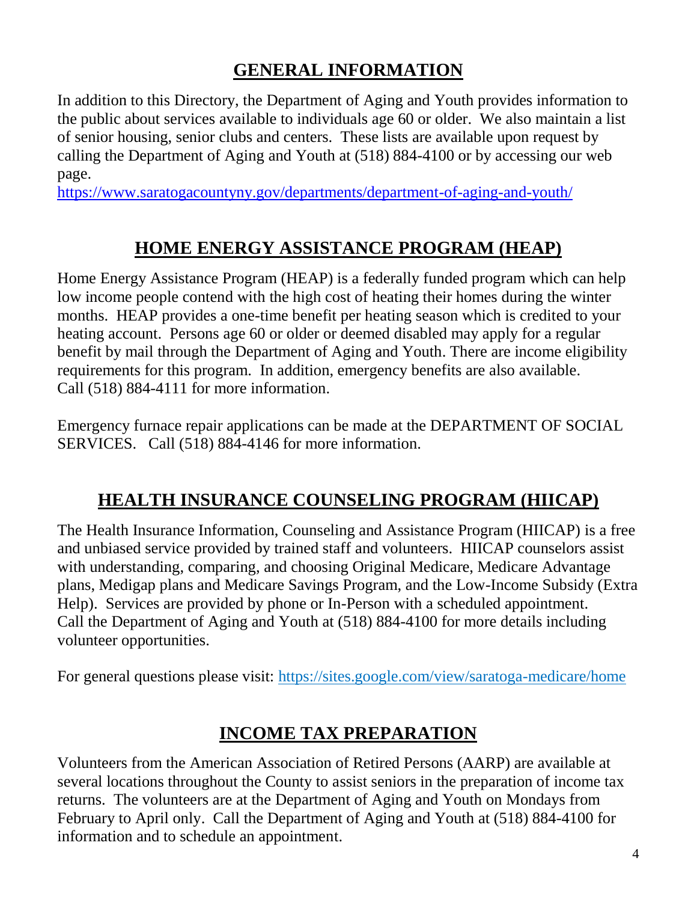## GENERAL INFORMATION

In addition to this Directory, the Department of Aging and Youth provides information to the public about services available to individuals age 60 or older. We also maintain a list of senior housing, senior clubs and centers. These lists are available upon request by calling the Department of Aging and Youth at (518) 884-4100 or by accessing our web page.
https://www.saratogacountyny.gov/departments/department-of-aging-and-youth/

## HOME ENERGY ASSISTANCE PROGRAM (HEAP)

Home Energy Assistance Program (HEAP) is a federally funded program which can help low income people contend with the high cost of heating their homes during the winter months. HEAP provides a one-time benefit per heating season which is credited to your heating account. Persons age 60 or older or deemed disabled may apply for a regular benefit by mail through the Department of Aging and Youth. There are income eligibility requirements for this program. In addition, emergency benefits are also available. Call (518) 884-4111 for more information.

Emergency furnace repair applications can be made at the DEPARTMENT OF SOCIAL SERVICES. Call (518) 884-4146 for more information.

## HEALTH INSURANCE COUNSELING PROGRAM (HIICAP)

The Health Insurance Information, Counseling and Assistance Program (HIICAP) is a free and unbiased service provided by trained staff and volunteers. HIICAP counselors assist with understanding, comparing, and choosing Original Medicare, Medicare Advantage plans, Medigap plans and Medicare Savings Program, and the Low-Income Subsidy (Extra Help). Services are provided by phone or In-Person with a scheduled appointment. Call the Department of Aging and Youth at (518) 884-4100 for more details including volunteer opportunities.

For general questions please visit: https://sites.google.com/view/saratoga-medicare/home

## INCOME TAX PREPARATION

Volunteers from the American Association of Retired Persons (AARP) are available at several locations throughout the County to assist seniors in the preparation of income tax returns. The volunteers are at the Department of Aging and Youth on Mondays from February to April only. Call the Department of Aging and Youth at (518) 884-4100 for information and to schedule an appointment.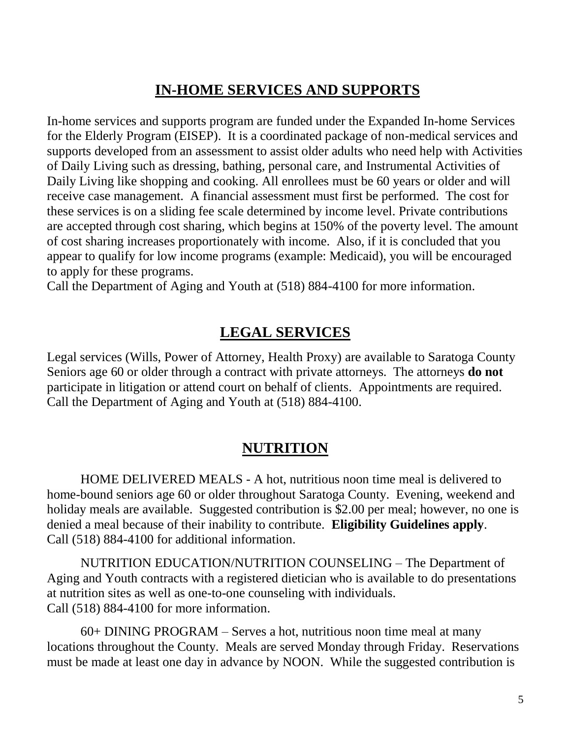## IN-HOME SERVICES AND SUPPORTS

In-home services and supports program are funded under the Expanded In-home Services for the Elderly Program (EISEP). It is a coordinated package of non-medical services and supports developed from an assessment to assist older adults who need help with Activities of Daily Living such as dressing, bathing, personal care, and Instrumental Activities of Daily Living like shopping and cooking. All enrollees must be 60 years or older and will receive case management. A financial assessment must first be performed. The cost for these services is on a sliding fee scale determined by income level. Private contributions are accepted through cost sharing, which begins at 150% of the poverty level. The amount of cost sharing increases proportionately with income. Also, if it is concluded that you appear to qualify for low income programs (example: Medicaid), you will be encouraged to apply for these programs.
Call the Department of Aging and Youth at (518) 884-4100 for more information.

## LEGAL SERVICES

Legal services (Wills, Power of Attorney, Health Proxy) are available to Saratoga County Seniors age 60 or older through a contract with private attorneys. The attorneys **do not** participate in litigation or attend court on behalf of clients. Appointments are required. Call the Department of Aging and Youth at (518) 884-4100.

## NUTRITION

HOME DELIVERED MEALS - A hot, nutritious noon time meal is delivered to home-bound seniors age 60 or older throughout Saratoga County. Evening, weekend and holiday meals are available. Suggested contribution is $2.00 per meal; however, no one is denied a meal because of their inability to contribute. **Eligibility Guidelines apply**.
Call (518) 884-4100 for additional information.

NUTRITION EDUCATION/NUTRITION COUNSELING – The Department of Aging and Youth contracts with a registered dietician who is available to do presentations at nutrition sites as well as one-to-one counseling with individuals.
Call (518) 884-4100 for more information.

60+ DINING PROGRAM – Serves a hot, nutritious noon time meal at many locations throughout the County. Meals are served Monday through Friday. Reservations must be made at least one day in advance by NOON. While the suggested contribution is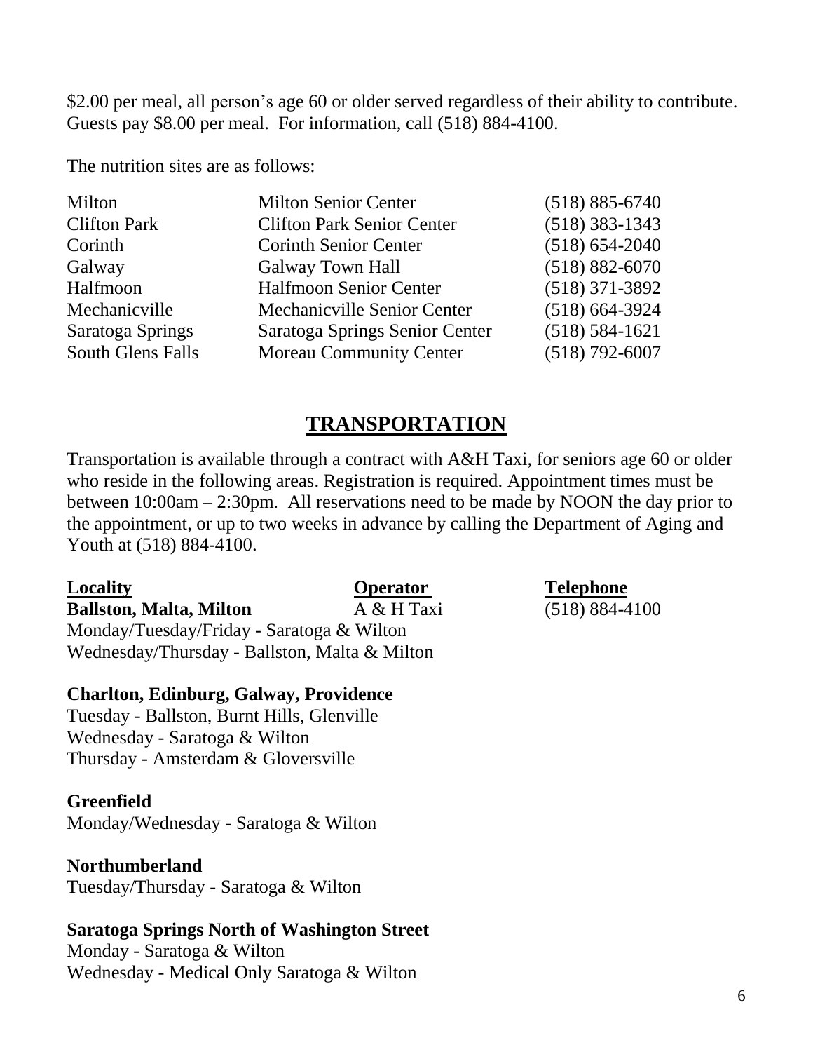$2.00 per meal, all person's age 60 or older served regardless of their ability to contribute. Guests pay $8.00 per meal. For information, call (518) 884-4100.

The nutrition sites are as follows:

| | | |
|---|---|---|
| Milton | Milton Senior Center | (518) 885-6740 |
| Clifton Park | Clifton Park Senior Center | (518) 383-1343 |
| Corinth | Corinth Senior Center | (518) 654-2040 |
| Galway | Galway Town Hall | (518) 882-6070 |
| Halfmoon | Halfmoon Senior Center | (518) 371-3892 |
| Mechanicville | Mechanicville Senior Center | (518) 664-3924 |
| Saratoga Springs | Saratoga Springs Senior Center | (518) 584-1621 |
| South Glens Falls | Moreau Community Center | (518) 792-6007 |

## TRANSPORTATION

Transportation is available through a contract with A&H Taxi, for seniors age 60 or older who reside in the following areas. Registration is required. Appointment times must be between 10:00am – 2:30pm. All reservations need to be made by NOON the day prior to the appointment, or up to two weeks in advance by calling the Department of Aging and Youth at (518) 884-4100.

| Locality | Operator | Telephone |
|---|---|---|
| **Ballston, Malta, Milton** | A & H Taxi | (518) 884-4100 |

Monday/Tuesday/Friday - Saratoga & Wilton
Wednesday/Thursday - Ballston, Malta & Milton

**Charlton, Edinburg, Galway, Providence**
Tuesday - Ballston, Burnt Hills, Glenville
Wednesday - Saratoga & Wilton
Thursday - Amsterdam & Gloversville

**Greenfield**
Monday/Wednesday - Saratoga & Wilton

**Northumberland**
Tuesday/Thursday - Saratoga & Wilton

**Saratoga Springs North of Washington Street**
Monday - Saratoga & Wilton
Wednesday - Medical Only Saratoga & Wilton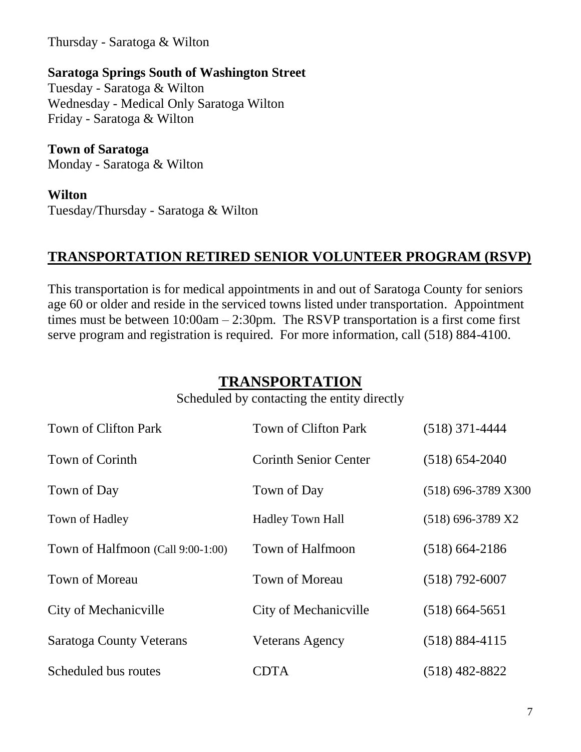Thursday - Saratoga & Wilton

**Saratoga Springs South of Washington Street**
Tuesday - Saratoga & Wilton
Wednesday - Medical Only Saratoga Wilton
Friday - Saratoga & Wilton

**Town of Saratoga**
Monday - Saratoga & Wilton

**Wilton**
Tuesday/Thursday - Saratoga & Wilton

## TRANSPORTATION RETIRED SENIOR VOLUNTEER PROGRAM (RSVP)

This transportation is for medical appointments in and out of Saratoga County for seniors age 60 or older and reside in the serviced towns listed under transportation. Appointment times must be between 10:00am – 2:30pm. The RSVP transportation is a first come first serve program and registration is required. For more information, call (518) 884-4100.

## TRANSPORTATION

Scheduled by contacting the entity directly

| | | |
|---|---|---|
| Town of Clifton Park | Town of Clifton Park | (518) 371-4444 |
| Town of Corinth | Corinth Senior Center | (518) 654-2040 |
| Town of Day | Town of Day | (518) 696-3789 X300 |
| Town of Hadley | Hadley Town Hall | (518) 696-3789 X2 |
| Town of Halfmoon (Call 9:00-1:00) | Town of Halfmoon | (518) 664-2186 |
| Town of Moreau | Town of Moreau | (518) 792-6007 |
| City of Mechanicville | City of Mechanicville | (518) 664-5651 |
| Saratoga County Veterans | Veterans Agency | (518) 884-4115 |
| Scheduled bus routes | CDTA | (518) 482-8822 |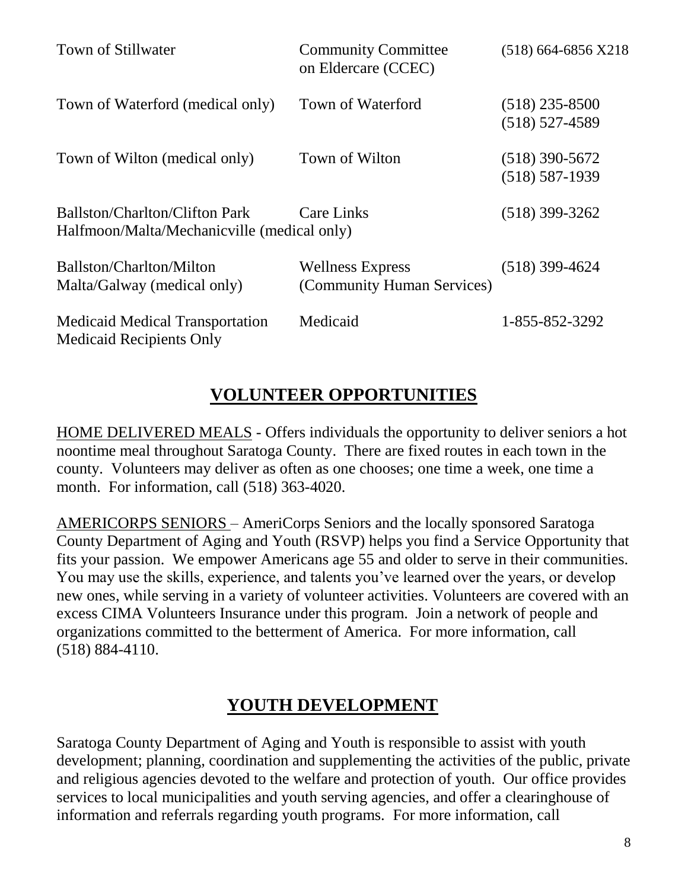| | | |
|---|---|---|
| Town of Stillwater | Community Committee on Eldercare (CCEC) | (518) 664-6856 X218 |
| Town of Waterford (medical only) | Town of Waterford | (518) 235-8500<br>(518) 527-4589 |
| Town of Wilton (medical only) | Town of Wilton | (518) 390-5672<br>(518) 587-1939 |
| Ballston/Charlton/Clifton Park Halfmoon/Malta/Mechanicville (medical only) | Care Links | (518) 399-3262 |
| Ballston/Charlton/Milton Malta/Galway (medical only) | Wellness Express (Community Human Services) | (518) 399-4624 |
| Medicaid Medical Transportation Medicaid Recipients Only | Medicaid | 1-855-852-3292 |

## VOLUNTEER OPPORTUNITIES

HOME DELIVERED MEALS - Offers individuals the opportunity to deliver seniors a hot noontime meal throughout Saratoga County. There are fixed routes in each town in the county. Volunteers may deliver as often as one chooses; one time a week, one time a month. For information, call (518) 363-4020.

AMERICORPS SENIORS – AmeriCorps Seniors and the locally sponsored Saratoga County Department of Aging and Youth (RSVP) helps you find a Service Opportunity that fits your passion. We empower Americans age 55 and older to serve in their communities. You may use the skills, experience, and talents you've learned over the years, or develop new ones, while serving in a variety of volunteer activities. Volunteers are covered with an excess CIMA Volunteers Insurance under this program. Join a network of people and organizations committed to the betterment of America. For more information, call (518) 884-4110.

## YOUTH DEVELOPMENT

Saratoga County Department of Aging and Youth is responsible to assist with youth development; planning, coordination and supplementing the activities of the public, private and religious agencies devoted to the welfare and protection of youth. Our office provides services to local municipalities and youth serving agencies, and offer a clearinghouse of information and referrals regarding youth programs. For more information, call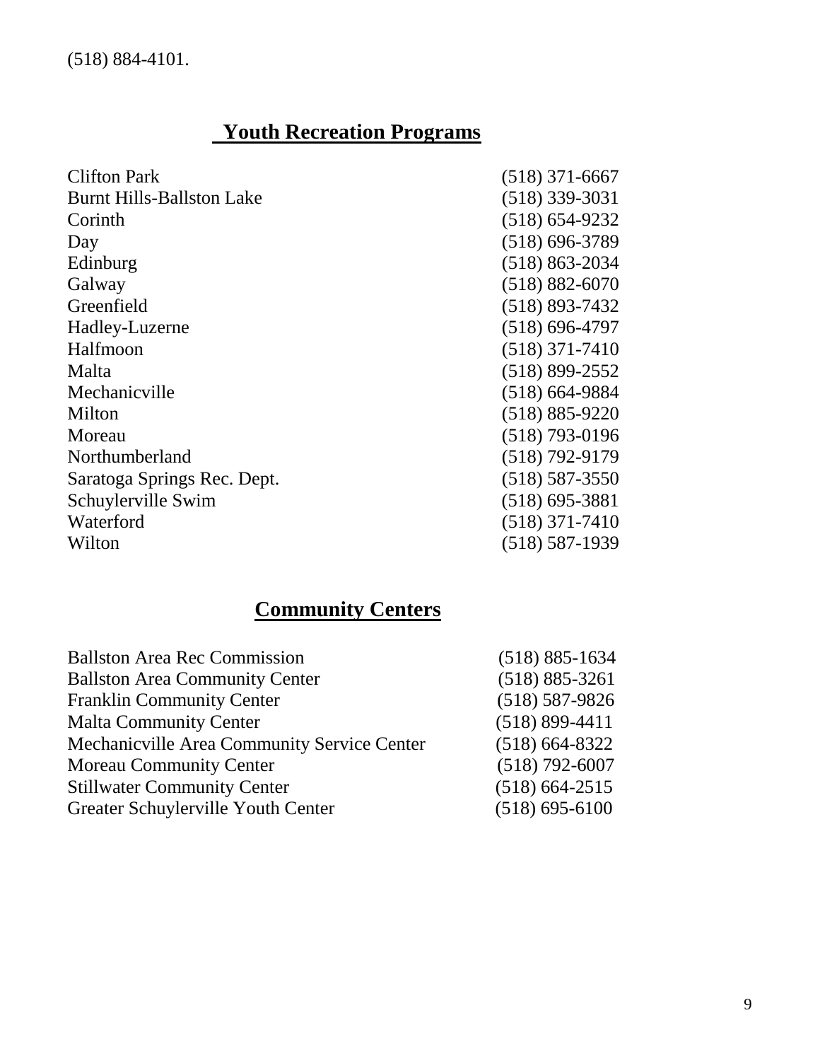(518) 884-4101.

## Youth Recreation Programs

| | |
|---|---|
| Clifton Park | (518) 371-6667 |
| Burnt Hills-Ballston Lake | (518) 339-3031 |
| Corinth | (518) 654-9232 |
| Day | (518) 696-3789 |
| Edinburg | (518) 863-2034 |
| Galway | (518) 882-6070 |
| Greenfield | (518) 893-7432 |
| Hadley-Luzerne | (518) 696-4797 |
| Halfmoon | (518) 371-7410 |
| Malta | (518) 899-2552 |
| Mechanicville | (518) 664-9884 |
| Milton | (518) 885-9220 |
| Moreau | (518) 793-0196 |
| Northumberland | (518) 792-9179 |
| Saratoga Springs Rec. Dept. | (518) 587-3550 |
| Schuylerville Swim | (518) 695-3881 |
| Waterford | (518) 371-7410 |
| Wilton | (518) 587-1939 |

## Community Centers

| | |
|---|---|
| Ballston Area Rec Commission | (518) 885-1634 |
| Ballston Area Community Center | (518) 885-3261 |
| Franklin Community Center | (518) 587-9826 |
| Malta Community Center | (518) 899-4411 |
| Mechanicville Area Community Service Center | (518) 664-8322 |
| Moreau Community Center | (518) 792-6007 |
| Stillwater Community Center | (518) 664-2515 |
| Greater Schuylerville Youth Center | (518) 695-6100 |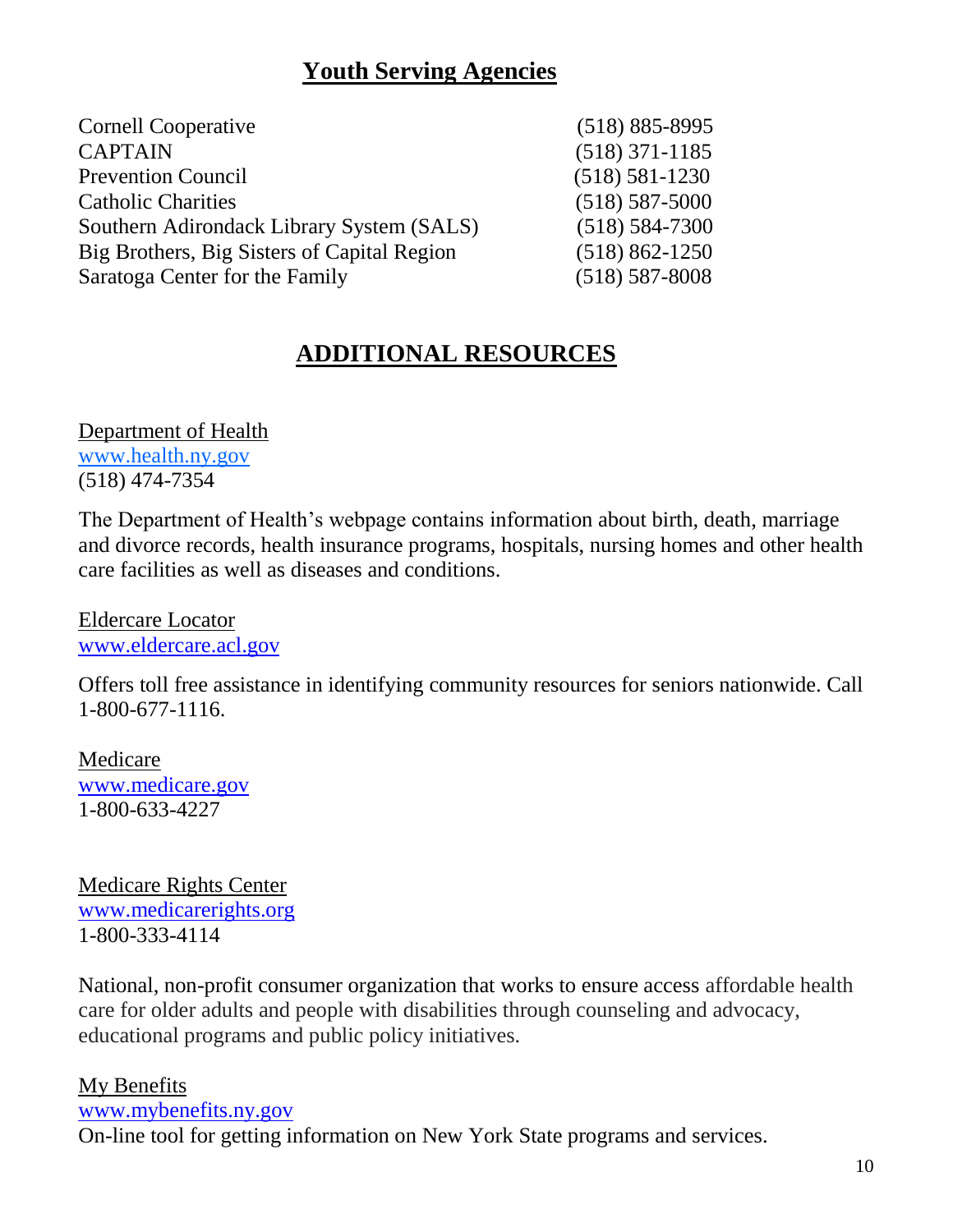## Youth Serving Agencies

| | |
|---|---|
| Cornell Cooperative | (518) 885-8995 |
| CAPTAIN | (518) 371-1185 |
| Prevention Council | (518) 581-1230 |
| Catholic Charities | (518) 587-5000 |
| Southern Adirondack Library System (SALS) | (518) 584-7300 |
| Big Brothers, Big Sisters of Capital Region | (518) 862-1250 |
| Saratoga Center for the Family | (518) 587-8008 |

## ADDITIONAL RESOURCES

Department of Health
www.health.ny.gov
(518) 474-7354

The Department of Health's webpage contains information about birth, death, marriage and divorce records, health insurance programs, hospitals, nursing homes and other health care facilities as well as diseases and conditions.

Eldercare Locator
www.eldercare.acl.gov

Offers toll free assistance in identifying community resources for seniors nationwide. Call 1-800-677-1116.

Medicare
www.medicare.gov
1-800-633-4227

Medicare Rights Center
www.medicarerights.org
1-800-333-4114

National, non-profit consumer organization that works to ensure access affordable health care for older adults and people with disabilities through counseling and advocacy, educational programs and public policy initiatives.

My Benefits
www.mybenefits.ny.gov
On-line tool for getting information on New York State programs and services.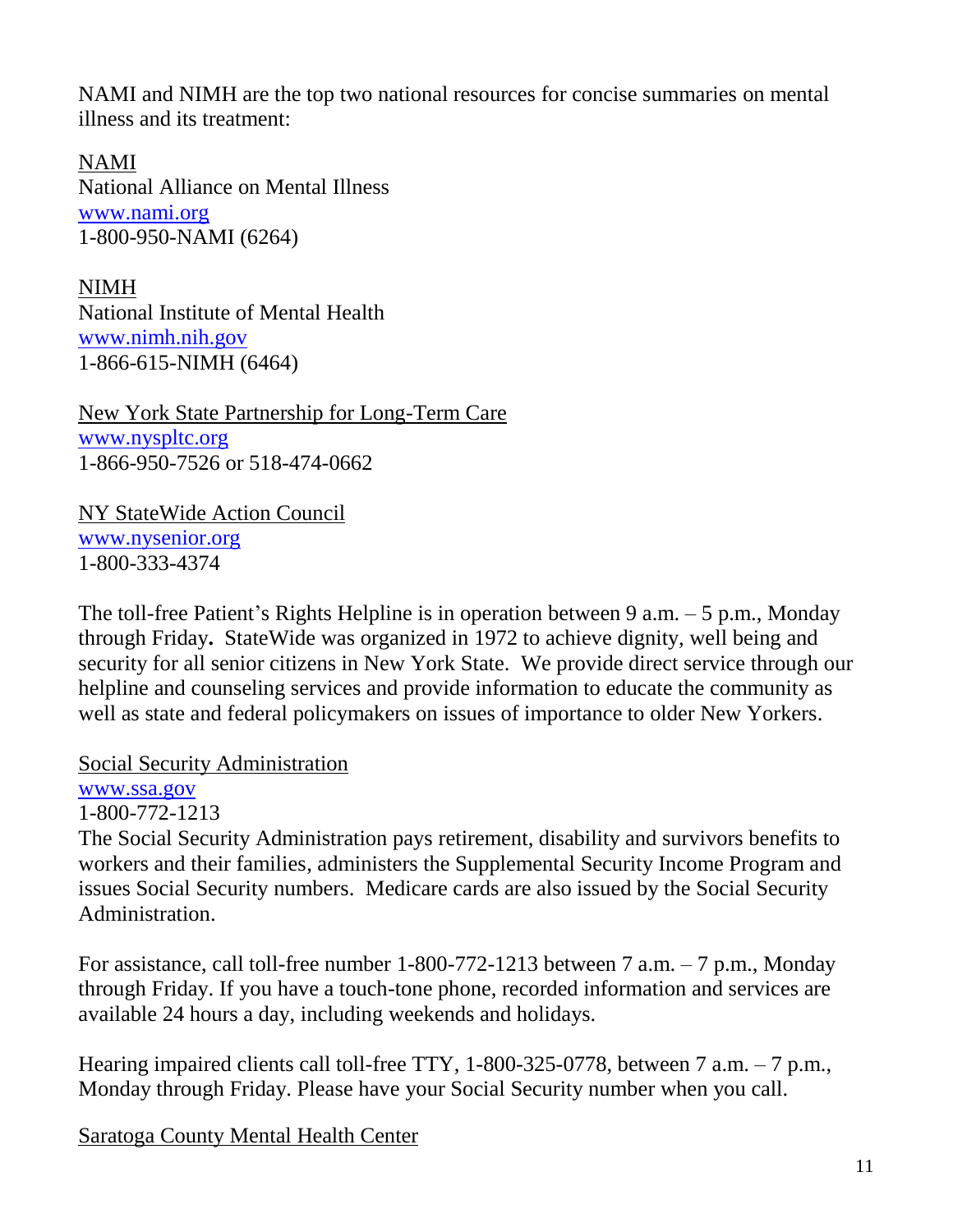NAMI and NIMH are the top two national resources for concise summaries on mental illness and its treatment:

<u>NAMI</u>
National Alliance on Mental Illness
[www.nami.org](http://www.nami.org)
1-800-950-NAMI (6264)

<u>NIMH</u>
National Institute of Mental Health
[www.nimh.nih.gov](http://www.nimh.nih.gov)
1-866-615-NIMH (6464)

<u>New York State Partnership for Long-Term Care</u>
[www.nyspltc.org](http://www.nyspltc.org)
1-866-950-7526 or 518-474-0662

<u>NY StateWide Action Council</u>
[www.nysenior.org](http://www.nysenior.org)
1-800-333-4374

The toll-free Patient's Rights Helpline is in operation between 9 a.m. – 5 p.m., Monday through Friday**.** StateWide was organized in 1972 to achieve dignity, well being and security for all senior citizens in New York State. We provide direct service through our helpline and counseling services and provide information to educate the community as well as state and federal policymakers on issues of importance to older New Yorkers.

<u>Social Security Administration</u>
[www.ssa.gov](http://www.ssa.gov)
1-800-772-1213
The Social Security Administration pays retirement, disability and survivors benefits to workers and their families, administers the Supplemental Security Income Program and issues Social Security numbers. Medicare cards are also issued by the Social Security Administration.

For assistance, call toll-free number 1-800-772-1213 between 7 a.m. – 7 p.m., Monday through Friday. If you have a touch-tone phone, recorded information and services are available 24 hours a day, including weekends and holidays.

Hearing impaired clients call toll-free TTY, 1-800-325-0778, between 7 a.m. – 7 p.m., Monday through Friday. Please have your Social Security number when you call.

<u>Saratoga County Mental Health Center</u>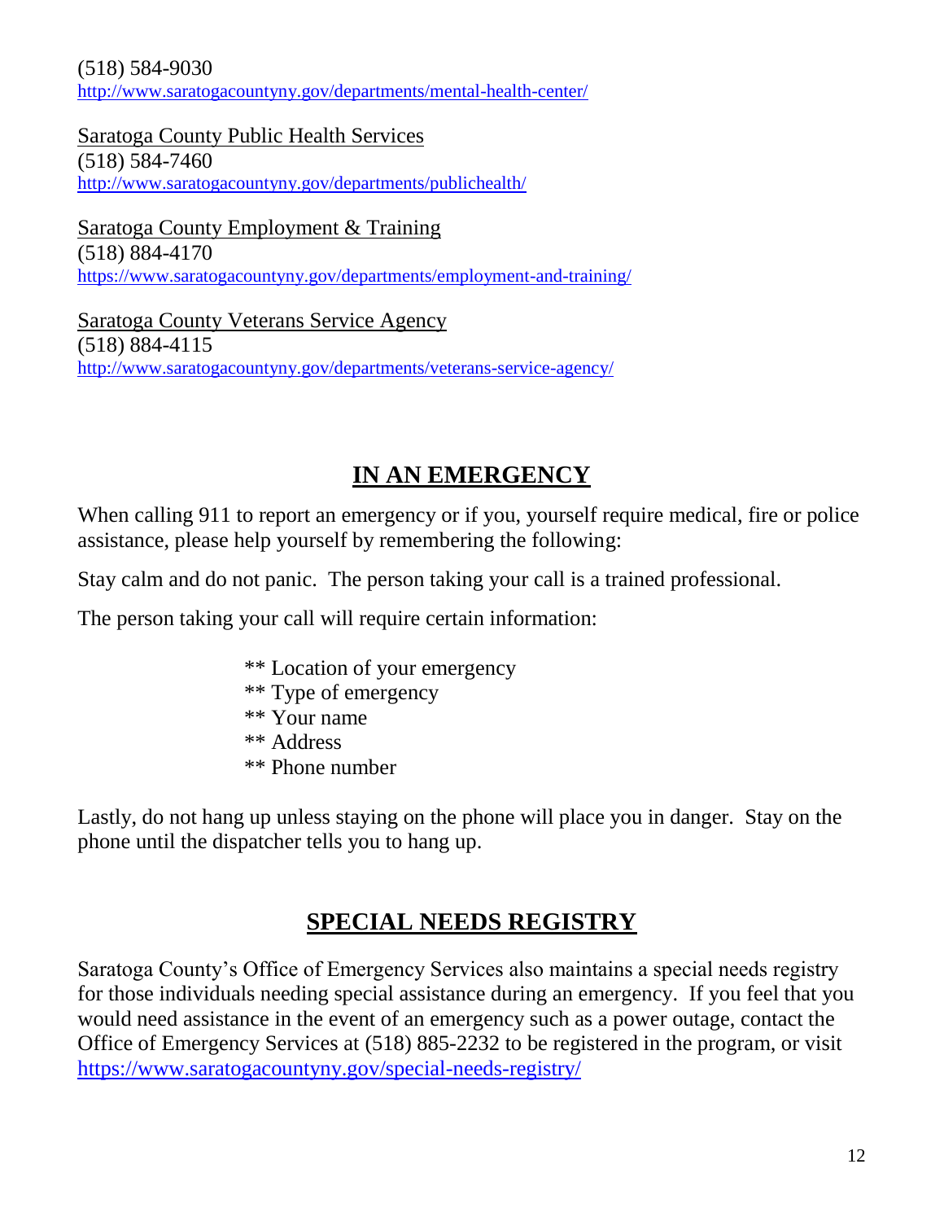(518) 584-9030
http://www.saratogacountyny.gov/departments/mental-health-center/

Saratoga County Public Health Services
(518) 584-7460
http://www.saratogacountyny.gov/departments/publichealth/

Saratoga County Employment & Training
(518) 884-4170
https://www.saratogacountyny.gov/departments/employment-and-training/

Saratoga County Veterans Service Agency
(518) 884-4115
http://www.saratogacountyny.gov/departments/veterans-service-agency/

## IN AN EMERGENCY

When calling 911 to report an emergency or if you, yourself require medical, fire or police assistance, please help yourself by remembering the following:

Stay calm and do not panic. The person taking your call is a trained professional.

The person taking your call will require certain information:

** Location of your emergency
** Type of emergency
** Your name
** Address
** Phone number

Lastly, do not hang up unless staying on the phone will place you in danger. Stay on the phone until the dispatcher tells you to hang up.

## SPECIAL NEEDS REGISTRY

Saratoga County's Office of Emergency Services also maintains a special needs registry for those individuals needing special assistance during an emergency. If you feel that you would need assistance in the event of an emergency such as a power outage, contact the Office of Emergency Services at (518) 885-2232 to be registered in the program, or visit https://www.saratogacountyny.gov/special-needs-registry/